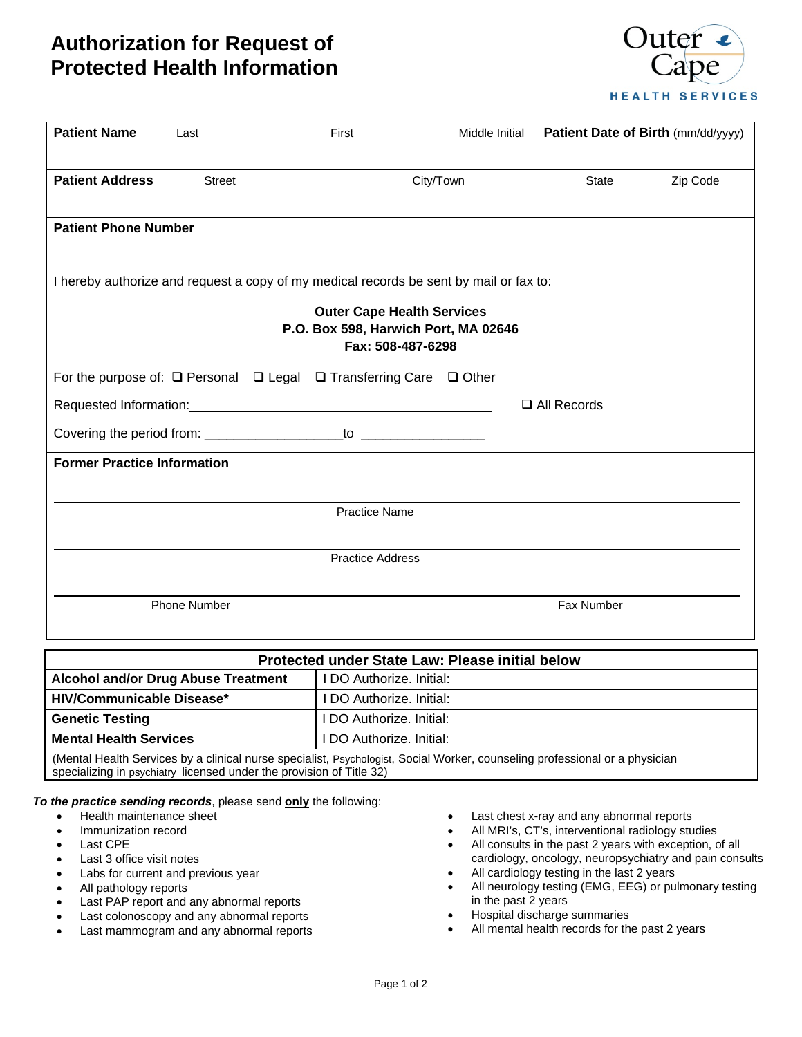# Authorization for Request of Protected Health Information

Outer Cape
HEALTH SERVICES

| **Patient Name** Last | First | Middle Initial | **Patient Date of Birth** (mm/dd/yyyy) |
|---|---|---|---|
| **Patient Address** Street | City/Town | State | Zip Code |
| **Patient Phone Number** | | | |

I hereby authorize and request a copy of my medical records be sent by mail or fax to:

**Outer Cape Health Services**
**P.O. Box 598, Harwich Port, MA 02646**
**Fax: 508-487-6298**

For the purpose of: ❑ Personal ❑ Legal ❑ Transferring Care ❑ Other

Requested Information: ______________________________________ ❑ All Records

Covering the period from: ___________________ to ________________________

**Former Practice Information**

______________________________________________________________________
Practice Name

______________________________________________________________________
Practice Address

______________________________________________________________________
Phone Number | Fax Number

| **Protected under State Law: Please initial below** | |
|---|---|
| **Alcohol and/or Drug Abuse Treatment** | I DO Authorize. Initial: |
| **HIV/Communicable Disease*** | I DO Authorize. Initial: |
| **Genetic Testing** | I DO Authorize. Initial: |
| **Mental Health Services** | I DO Authorize. Initial: |
| (Mental Health Services by a clinical nurse specialist, Psychologist, Social Worker, counseling professional or a physician specializing in psychiatry licensed under the provision of Title 32) | |

***To the practice sending records***, please send **only** the following:

- Health maintenance sheet
- Immunization record
- Last CPE
- Last 3 office visit notes
- Labs for current and previous year
- All pathology reports
- Last PAP report and any abnormal reports
- Last colonoscopy and any abnormal reports
- Last mammogram and any abnormal reports
- Last chest x-ray and any abnormal reports
- All MRI's, CT's, interventional radiology studies
- All consults in the past 2 years with exception, of all cardiology, oncology, neuropsychiatry and pain consults
- All cardiology testing in the last 2 years
- All neurology testing (EMG, EEG) or pulmonary testing in the past 2 years
- Hospital discharge summaries
- All mental health records for the past 2 years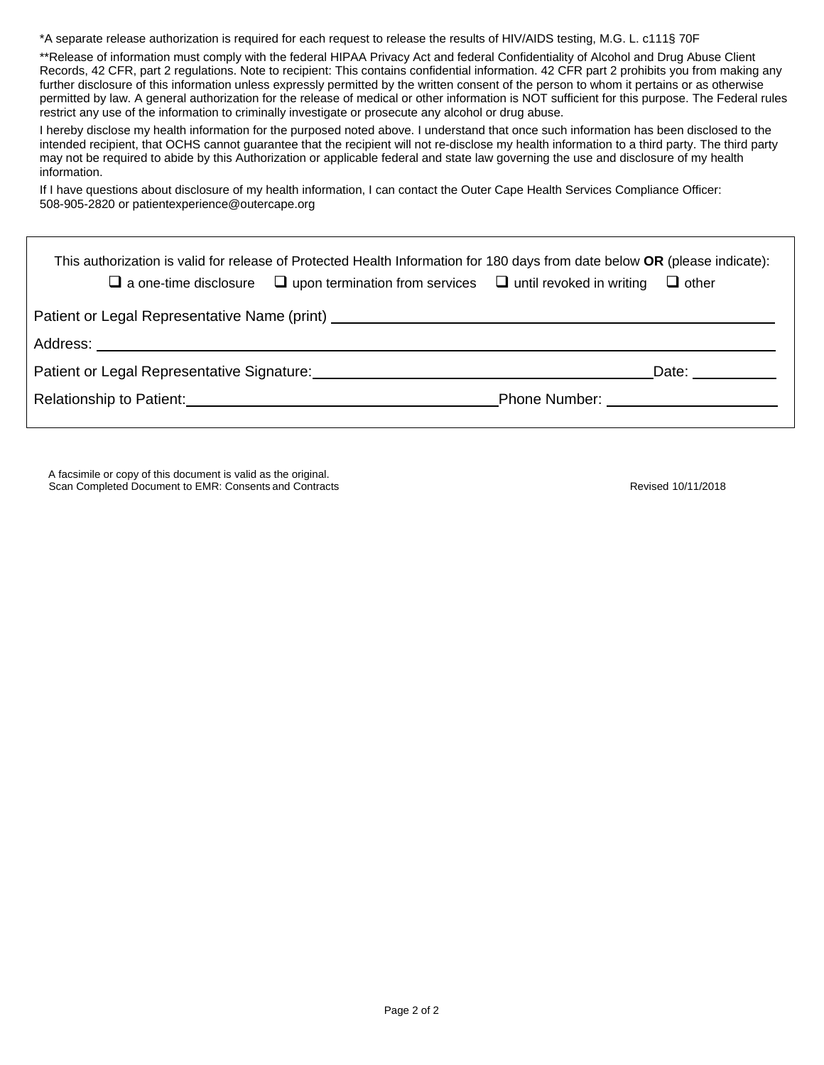*A separate release authorization is required for each request to release the results of HIV/AIDS testing, M.G. L. c111§ 70F

**Release of information must comply with the federal HIPAA Privacy Act and federal Confidentiality of Alcohol and Drug Abuse Client Records, 42 CFR, part 2 regulations. Note to recipient: This contains confidential information. 42 CFR part 2 prohibits you from making any further disclosure of this information unless expressly permitted by the written consent of the person to whom it pertains or as otherwise permitted by law. A general authorization for the release of medical or other information is NOT sufficient for this purpose. The Federal rules restrict any use of the information to criminally investigate or prosecute any alcohol or drug abuse.

I hereby disclose my health information for the purposed noted above. I understand that once such information has been disclosed to the intended recipient, that OCHS cannot guarantee that the recipient will not re-disclose my health information to a third party. The third party may not be required to abide by this Authorization or applicable federal and state law governing the use and disclosure of my health information.

If I have questions about disclosure of my health information, I can contact the Outer Cape Health Services Compliance Officer: 508-905-2820 or patientexperience@outercape.org

This authorization is valid for release of Protected Health Information for 180 days from date below **OR** (please indicate):

☐ a one-time disclosure ☐ upon termination from services ☐ until revoked in writing ☐ other

Patient or Legal Representative Name (print) ______________________________

Address: ______________________________

Patient or Legal Representative Signature: ______________________________ Date: __________

Relationship to Patient: ______________________________ Phone Number: ____________________

A facsimile or copy of this document is valid as the original.
Scan Completed Document to EMR: Consents and Contracts

Revised 10/11/2018